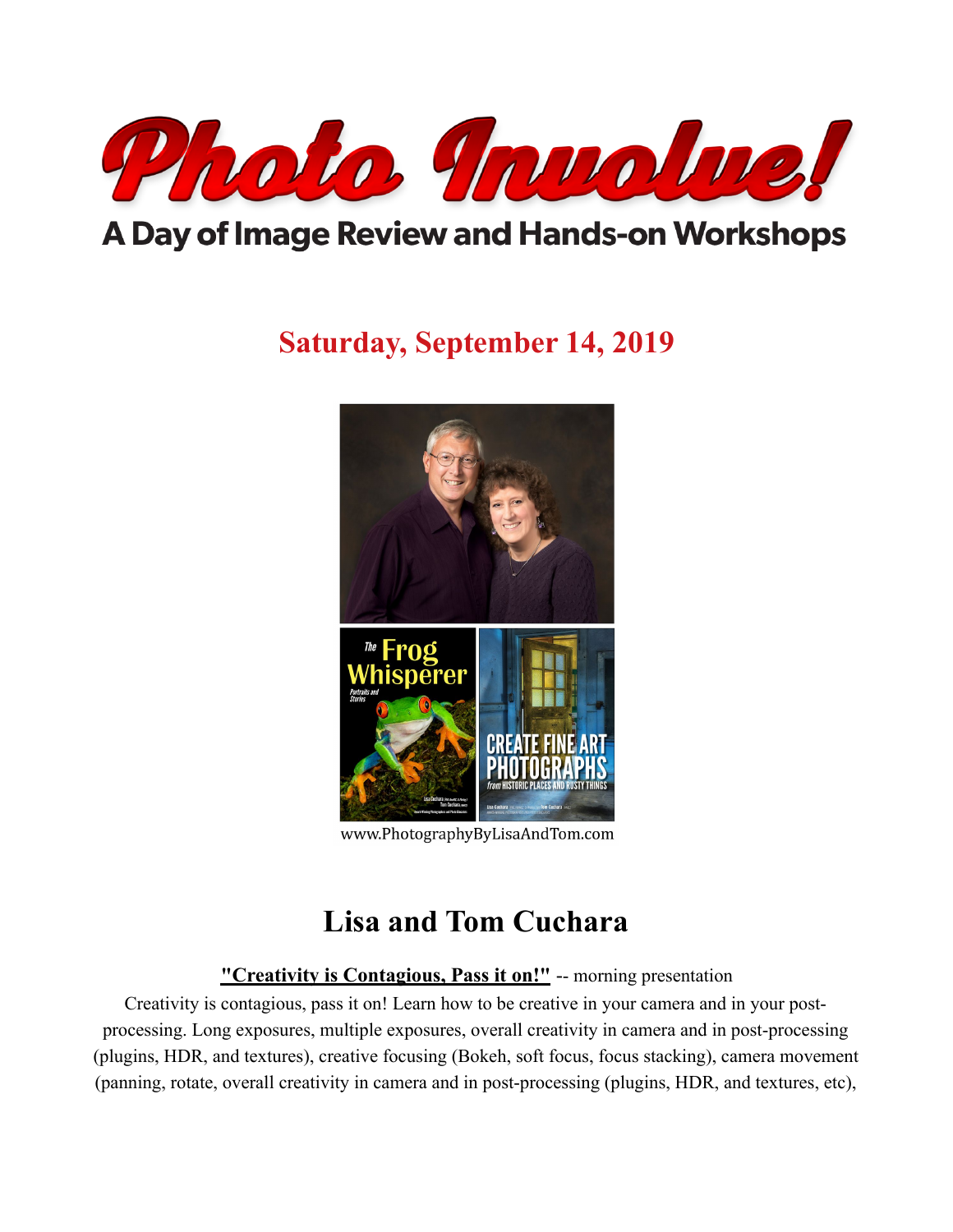# Photo Involve!

## A Day of Image Review and Hands-on Workshops

**Saturday, September 14, 2019**

www.PhotographyByLisaAndTom.com

## Lisa and Tom Cuchara

**"Creativity is Contagious, Pass it on!"** -- morning presentation

Creativity is contagious, pass it on! Learn how to be creative in your camera and in your post-processing. Long exposures, multiple exposures, overall creativity in camera and in post-processing (plugins, HDR, and textures), creative focusing (Bokeh, soft focus, focus stacking), camera movement (panning, rotate, overall creativity in camera and in post-processing (plugins, HDR, and textures, etc),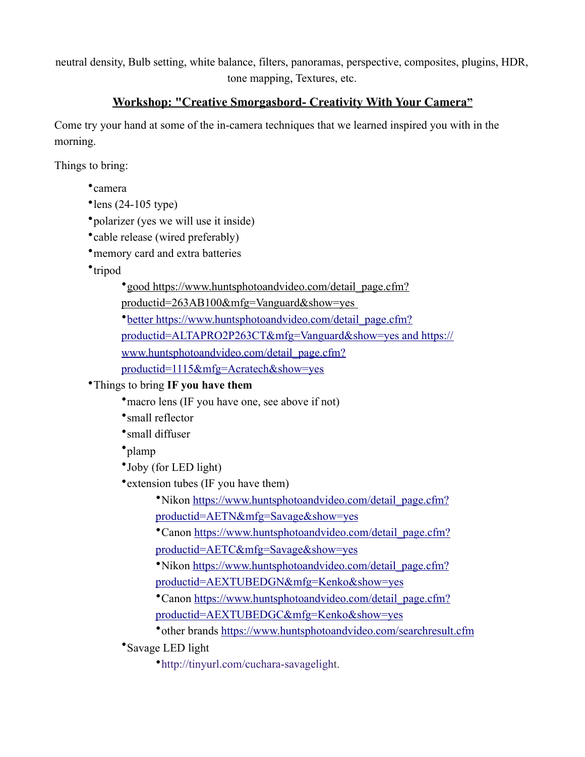neutral density, Bulb setting, white balance, filters, panoramas, perspective, composites, plugins, HDR, tone mapping, Textures, etc.

## Workshop: "Creative Smorgasbord- Creativity With Your Camera"

Come try your hand at some of the in-camera techniques that we learned inspired you with in the morning.

Things to bring:

- camera
- lens (24-105 type)
- polarizer (yes we will use it inside)
- cable release (wired preferably)
- memory card and extra batteries
- tripod
  - good https://www.huntsphotoandvideo.com/detail_page.cfm?productid=263AB100&mfg=Vanguard&show=yes
  - better https://www.huntsphotoandvideo.com/detail_page.cfm?productid=ALTAPRO2P263CT&mfg=Vanguard&show=yes and https://www.huntsphotoandvideo.com/detail_page.cfm?productid=1115&mfg=Acratech&show=yes
- Things to bring **IF you have them**
  - macro lens (IF you have one, see above if not)
  - small reflector
  - small diffuser
  - plamp
  - Joby (for LED light)
  - extension tubes (IF you have them)
    - Nikon https://www.huntsphotoandvideo.com/detail_page.cfm?productid=AETN&mfg=Savage&show=yes
    - Canon https://www.huntsphotoandvideo.com/detail_page.cfm?productid=AETC&mfg=Savage&show=yes
    - Nikon https://www.huntsphotoandvideo.com/detail_page.cfm?productid=AEXTUBEDGN&mfg=Kenko&show=yes
    - Canon https://www.huntsphotoandvideo.com/detail_page.cfm?productid=AEXTUBEDGC&mfg=Kenko&show=yes
    - other brands https://www.huntsphotoandvideo.com/searchresult.cfm
  - Savage LED light
    - http://tinyurl.com/cuchara-savagelight.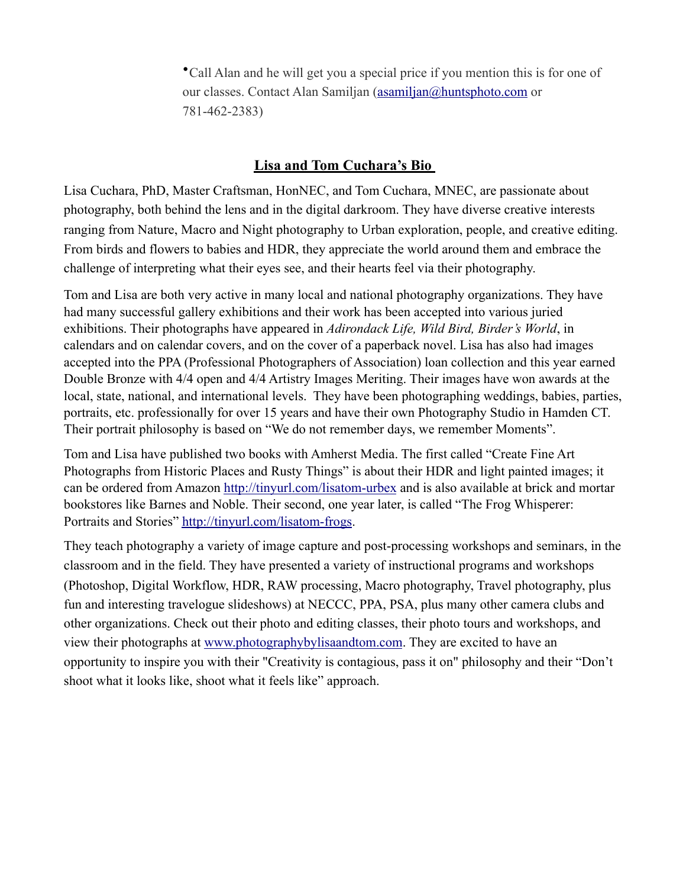- Call Alan and he will get you a special price if you mention this is for one of our classes. Contact Alan Samiljan (asamiljan@huntsphoto.com or 781-462-2383)

## Lisa and Tom Cuchara's Bio

Lisa Cuchara, PhD, Master Craftsman, HonNEC, and Tom Cuchara, MNEC, are passionate about photography, both behind the lens and in the digital darkroom. They have diverse creative interests ranging from Nature, Macro and Night photography to Urban exploration, people, and creative editing. From birds and flowers to babies and HDR, they appreciate the world around them and embrace the challenge of interpreting what their eyes see, and their hearts feel via their photography.

Tom and Lisa are both very active in many local and national photography organizations. They have had many successful gallery exhibitions and their work has been accepted into various juried exhibitions. Their photographs have appeared in *Adirondack Life, Wild Bird, Birder's World*, in calendars and on calendar covers, and on the cover of a paperback novel. Lisa has also had images accepted into the PPA (Professional Photographers of Association) loan collection and this year earned Double Bronze with 4/4 open and 4/4 Artistry Images Meriting. Their images have won awards at the local, state, national, and international levels. They have been photographing weddings, babies, parties, portraits, etc. professionally for over 15 years and have their own Photography Studio in Hamden CT. Their portrait philosophy is based on "We do not remember days, we remember Moments".

Tom and Lisa have published two books with Amherst Media. The first called "Create Fine Art Photographs from Historic Places and Rusty Things" is about their HDR and light painted images; it can be ordered from Amazon http://tinyurl.com/lisatom-urbex and is also available at brick and mortar bookstores like Barnes and Noble. Their second, one year later, is called "The Frog Whisperer: Portraits and Stories" http://tinyurl.com/lisatom-frogs.

They teach photography a variety of image capture and post-processing workshops and seminars, in the classroom and in the field. They have presented a variety of instructional programs and workshops (Photoshop, Digital Workflow, HDR, RAW processing, Macro photography, Travel photography, plus fun and interesting travelogue slideshows) at NECCC, PPA, PSA, plus many other camera clubs and other organizations. Check out their photo and editing classes, their photo tours and workshops, and view their photographs at www.photographybylisaandtom.com. They are excited to have an opportunity to inspire you with their "Creativity is contagious, pass it on" philosophy and their "Don't shoot what it looks like, shoot what it feels like" approach.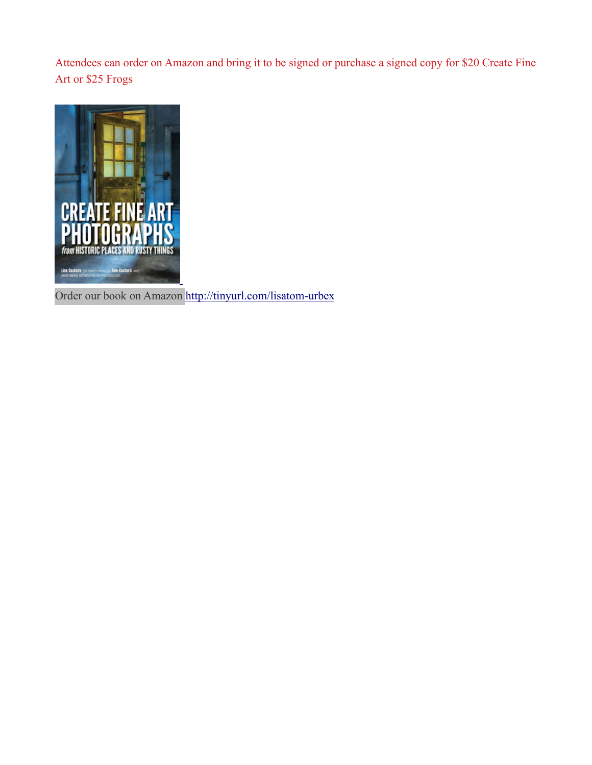Attendees can order on Amazon and bring it to be signed or purchase a signed copy for $20 Create Fine Art or $25 Frogs

Order our book on Amazon http://tinyurl.com/lisatom-urbex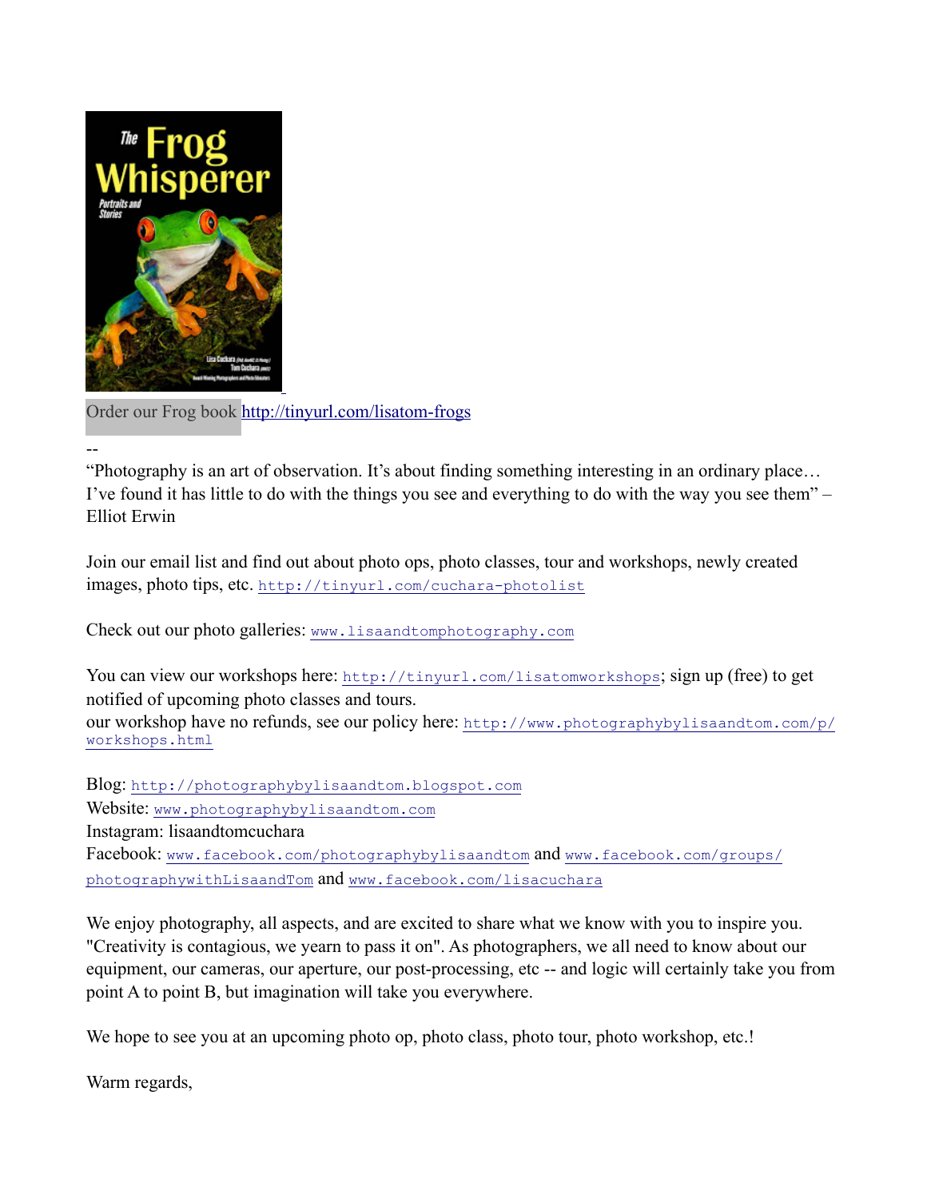Order our Frog book http://tinyurl.com/lisatom-frogs

--

“Photography is an art of observation. It’s about finding something interesting in an ordinary place… I’ve found it has little to do with the things you see and everything to do with the way you see them” – Elliot Erwin

Join our email list and find out about photo ops, photo classes, tour and workshops, newly created images, photo tips, etc. http://tinyurl.com/cuchara-photolist

Check out our photo galleries: www.lisaandtomphotography.com

You can view our workshops here: http://tinyurl.com/lisatomworkshops; sign up (free) to get notified of upcoming photo classes and tours.
our workshop have no refunds, see our policy here: http://www.photographybylisaandtom.com/p/workshops.html

Blog: http://photographybylisaandtom.blogspot.com
Website: www.photographybylisaandtom.com
Instagram: lisaandtomcuchara
Facebook: www.facebook.com/photographybylisaandtom and www.facebook.com/groups/photographywithLisaandTom and www.facebook.com/lisacuchara

We enjoy photography, all aspects, and are excited to share what we know with you to inspire you. "Creativity is contagious, we yearn to pass it on". As photographers, we all need to know about our equipment, our cameras, our aperture, our post-processing, etc -- and logic will certainly take you from point A to point B, but imagination will take you everywhere.

We hope to see you at an upcoming photo op, photo class, photo tour, photo workshop, etc.!

Warm regards,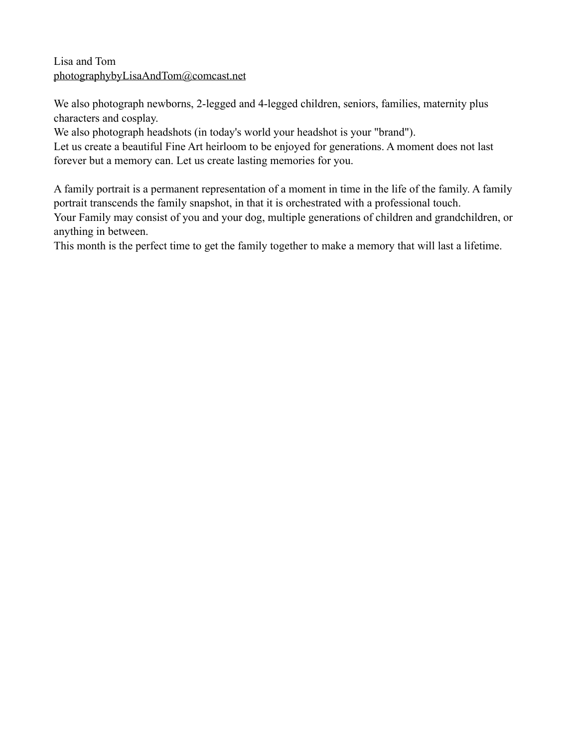Lisa and Tom
photographybyLisaAndTom@comcast.net

We also photograph newborns, 2-legged and 4-legged children, seniors, families, maternity plus characters and cosplay.
We also photograph headshots (in today's world your headshot is your "brand").
Let us create a beautiful Fine Art heirloom to be enjoyed for generations. A moment does not last forever but a memory can. Let us create lasting memories for you.

A family portrait is a permanent representation of a moment in time in the life of the family. A family portrait transcends the family snapshot, in that it is orchestrated with a professional touch.
Your Family may consist of you and your dog, multiple generations of children and grandchildren, or anything in between.
This month is the perfect time to get the family together to make a memory that will last a lifetime.